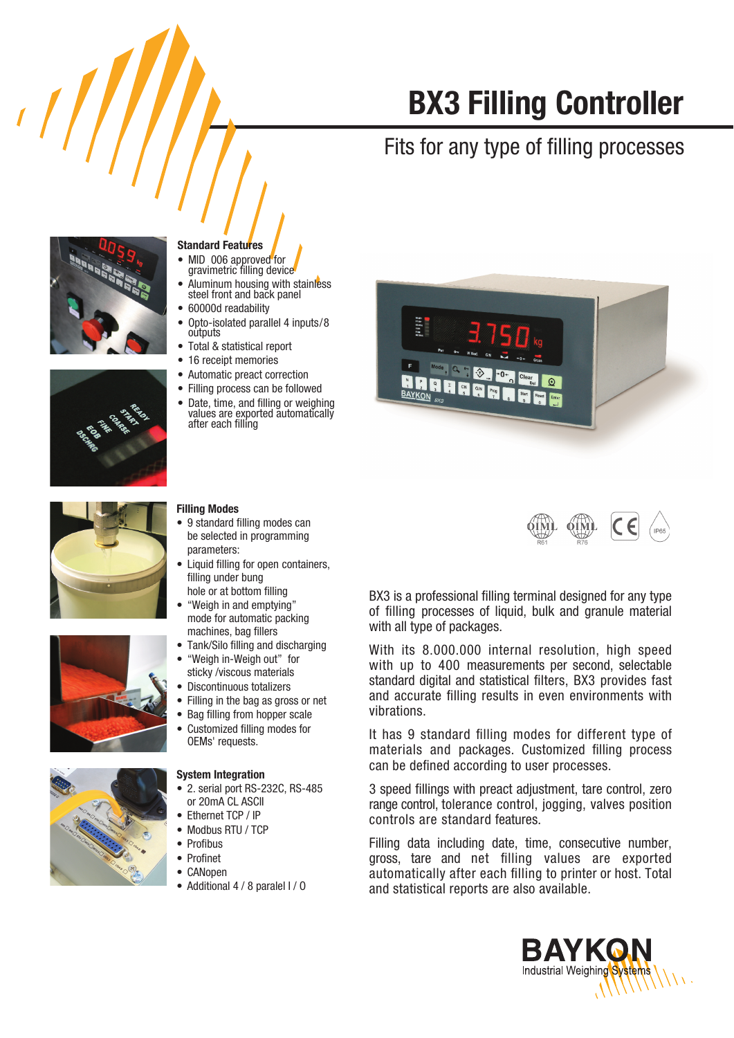# BX3 Filling Controller

Fits for any type of filling processes

### Standard Features

- MID 006 approved for gravimetric filling device
- Aluminum housing with stainless steel front and back panel
- 60000d readability
- Opto-isolated parallel 4 inputs/8 outputs
- Total & statistical report
- 16 receipt memories
- Automatic preact correction
- Filling process can be followed
- Date, time, and filling or weighing values are exported automatically after each filling

### Filling Modes

- 9 standard filling modes can be selected in programming parameters:
- Liquid filling for open containers, filling under bung hole or at bottom filling
- "Weigh in and emptying" mode for automatic packing machines, bag fillers
- Tank/Silo filling and discharging
- "Weigh in-Weigh out" for sticky /viscous materials
- Discontinuous totalizers
- Filling in the bag as gross or net
- Bag filling from hopper scale
- Customized filling modes for OEMs' requests.

### System Integration

- 2. serial port RS-232C, RS-485 or 20mA CL ASCII
- Ethernet TCP / IP
- Modbus RTU / TCP
- Profibus
- Profinet
- CANopen
- Additional 4 / 8 paralel I / O

BX3 is a professional filling terminal designed for any type of filling processes of liquid, bulk and granule material with all type of packages.

With its 8.000.000 internal resolution, high speed with up to 400 measurements per second, selectable standard digital and statistical filters, BX3 provides fast and accurate filling results in even environments with vibrations.

It has 9 standard filling modes for different type of materials and packages. Customized filling process can be defined according to user processes.

3 speed fillings with preact adjustment, tare control, zero range control, tolerance control, jogging, valves position controls are standard features.

Filling data including date, time, consecutive number, gross, tare and net filling values are exported automatically after each filling to printer or host. Total and statistical reports are also available.

BAYKON Industrial Weighing Systems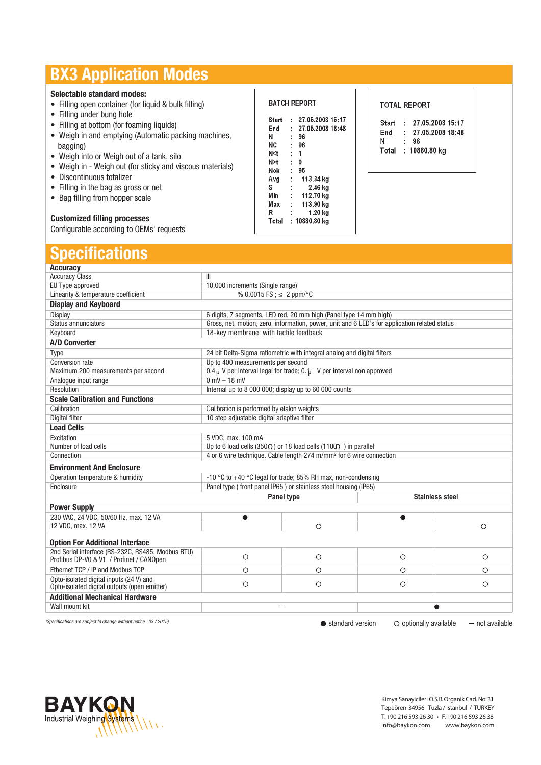# BX3 Application Modes

**Selectable standard modes:**

- Filling open container (for liquid & bulk filling)
- Filling under bung hole
- Filling at bottom (for foaming liquids)
- Weigh in and emptying (Automatic packing machines, bagging)
- Weigh into or Weigh out of a tank, silo
- Weigh in - Weigh out (for sticky and viscous materials)
- Discontinuous totalizer
- Filling in the bag as gross or net
- Bag filling from hopper scale

**Customized filling processes**

Configurable according to OEMs' requests

```
BATCH REPORT

Start  :  27.05.2008 15:17
End    :  27.05.2008 18:48
N      :  96
NC     :  96
N<t    :  1
N>t    :  0
Nok    :  95
Avg    :    113.34 kg
S      :      2.46 kg
Min    :    112.70 kg
Max    :    113.90 kg
R      :      1.20 kg
Total  :  10880.80 kg
```

```
TOTAL REPORT

Start  :  27.05.2008 15:17
End    :  27.05.2008 18:48
N      :  96
Total  :  10880.80 kg
```

# Specifications

| | |
|---|---|
| **Accuracy** | |
| Accuracy Class | III |
| EU Type approved | 10.000 increments (Single range) |
| Linearity & temperature coefficient | % 0.0015 FS ; ≤ 2 ppm/°C |
| **Display and Keyboard** | |
| Display | 6 digits, 7 segments, LED red, 20 mm high (Panel type 14 mm high) |
| Status annunciators | Gross, net, motion, zero, information, power, unit and 6 LED's for application related status |
| Keyboard | 18-key membrane, with tactile feedback |
| **A/D Converter** | |
| Type | 24 bit Delta-Sigma ratiometric with integral analog and digital filters |
| Conversion rate | Up to 400 measurements per second |
| Maximum 200 measurements per second | 0.4 µV per interval legal for trade; 0.1 µV per interval non approved |
| Analogue input range | 0 mV – 18 mV |
| Resolution | Internal up to 8 000 000; display up to 60 000 counts |
| **Scale Calibration and Functions** | |
| Calibration | Calibration is performed by etalon weights |
| Digital filter | 10 step adjustable digital adaptive filter |
| **Load Cells** | |
| Excitation | 5 VDC, max. 100 mA |
| Number of load cells | Up to 6 load cells (350Ω) or 18 load cells (1100Ω) in parallel |
| Connection | 4 or 6 wire technique. Cable length 274 m/mm² for 6 wire connection |
| **Environment And Enclosure** | |
| Operation temperature & humidity | -10 °C to +40 °C legal for trade; 85% RH max, non-condensing |
| Enclosure | Panel type ( front panel IP65 ) or stainless steel housing (IP65) |

| | Panel type | | Stainless steel | |
|---|---|---|---|---|
| **Power Supply** | | | | |
| 230 VAC, 24 VDC, 50/60 Hz, max. 12 VA | ● | | ● | |
| 12 VDC, max. 12 VA | | ○ | | ○ |
| **Option For Additional Interface** | | | | |
| 2nd Serial interface (RS-232C, RS485, Modbus RTU) Profibus DP-V0 & V1 / Profinet / CANOpen | ○ | ○ | ○ | ○ |
| Ethernet TCP / IP and Modbus TCP | ○ | ○ | ○ | ○ |
| Opto-isolated digital inputs (24 V) and Opto-isolated digital outputs (open emitter) | ○ | ○ | ○ | ○ |
| **Additional Mechanical Hardware** | | | | |
| Wall mount kit | – | | ● | |

*(Specifications are subject to change without notice. 03 / 2015)*

● standard version ○ optionally available – not available

BAYKON Industrial Weighing Systems

Kimya Sanayicileri O.S.B. Organik Cad. No:31
Tepeören 34956 Tuzla / İstanbul / TURKEY
T. +90 216 593 26 30 • F. +90 216 593 26 38
info@baykon.com www.baykon.com